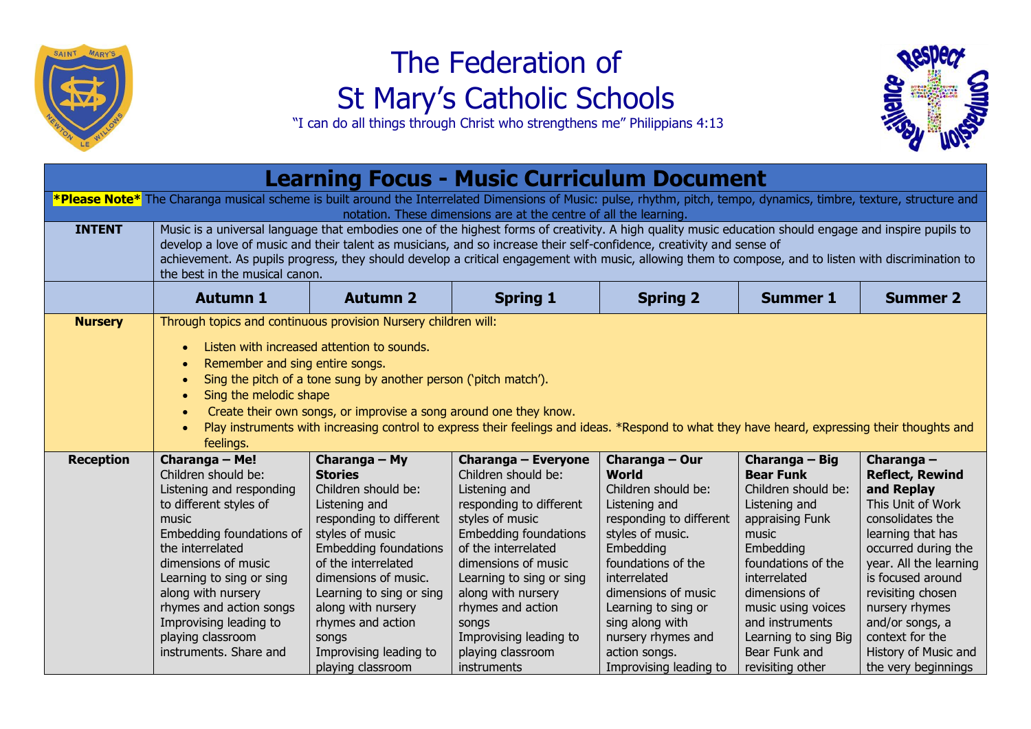# The Federation of St Mary's Catholic Schools

"I can do all things through Christ who strengthens me" Philippians 4:13

## Learning Focus - Music Curriculum Document

| | | | | | | |
|---|---|---|---|---|---|---|
| ***Please Note*** The Charanga musical scheme is built around the Interrelated Dimensions of Music: pulse, rhythm, pitch, tempo, dynamics, timbre, texture, structure and notation. These dimensions are at the centre of all the learning. | | | | | | |
| **INTENT** | Music is a universal language that embodies one of the highest forms of creativity. A high quality music education should engage and inspire pupils to develop a love of music and their talent as musicians, and so increase their self-confidence, creativity and sense of achievement. As pupils progress, they should develop a critical engagement with music, allowing them to compose, and to listen with discrimination to the best in the musical canon. | | | | | |
| | **Autumn 1** | **Autumn 2** | **Spring 1** | **Spring 2** | **Summer 1** | **Summer 2** |
| **Nursery** | Through topics and continuous provision Nursery children will:<br>• Listen with increased attention to sounds.<br>• Remember and sing entire songs.<br>• Sing the pitch of a tone sung by another person ('pitch match').<br>• Sing the melodic shape<br>• Create their own songs, or improvise a song around one they know.<br>• Play instruments with increasing control to express their feelings and ideas. *Respond to what they have heard, expressing their thoughts and feelings. | | | | | |
| **Reception** | **Charanga – Me!**<br>Children should be:<br>Listening and responding to different styles of music<br>Embedding foundations of the interrelated dimensions of music<br>Learning to sing or sing along with nursery rhymes and action songs<br>Improvising leading to playing classroom instruments. Share and | **Charanga – My Stories**<br>Children should be:<br>Listening and responding to different styles of music<br>Embedding foundations of the interrelated dimensions of music.<br>Learning to sing or sing along with nursery rhymes and action songs<br>Improvising leading to playing classroom | **Charanga – Everyone**<br>Children should be:<br>Listening and responding to different styles of music<br>Embedding foundations of the interrelated dimensions of music<br>Learning to sing or sing along with nursery rhymes and action songs<br>Improvising leading to playing classroom instruments | **Charanga – Our World**<br>Children should be:<br>Listening and responding to different styles of music.<br>Embedding foundations of the interrelated dimensions of music<br>Learning to sing or sing along with nursery rhymes and action songs.<br>Improvising leading to | **Charanga – Big Bear Funk**<br>Children should be:<br>Listening and appraising Funk music<br>Embedding foundations of the interrelated dimensions of music using voices and instruments<br>Learning to sing Big Bear Funk and revisiting other | **Charanga – Reflect, Rewind and Replay**<br>This Unit of Work consolidates the learning that has occurred during the year. All the learning is focused around revisiting chosen nursery rhymes and/or songs, a context for the History of Music and the very beginnings |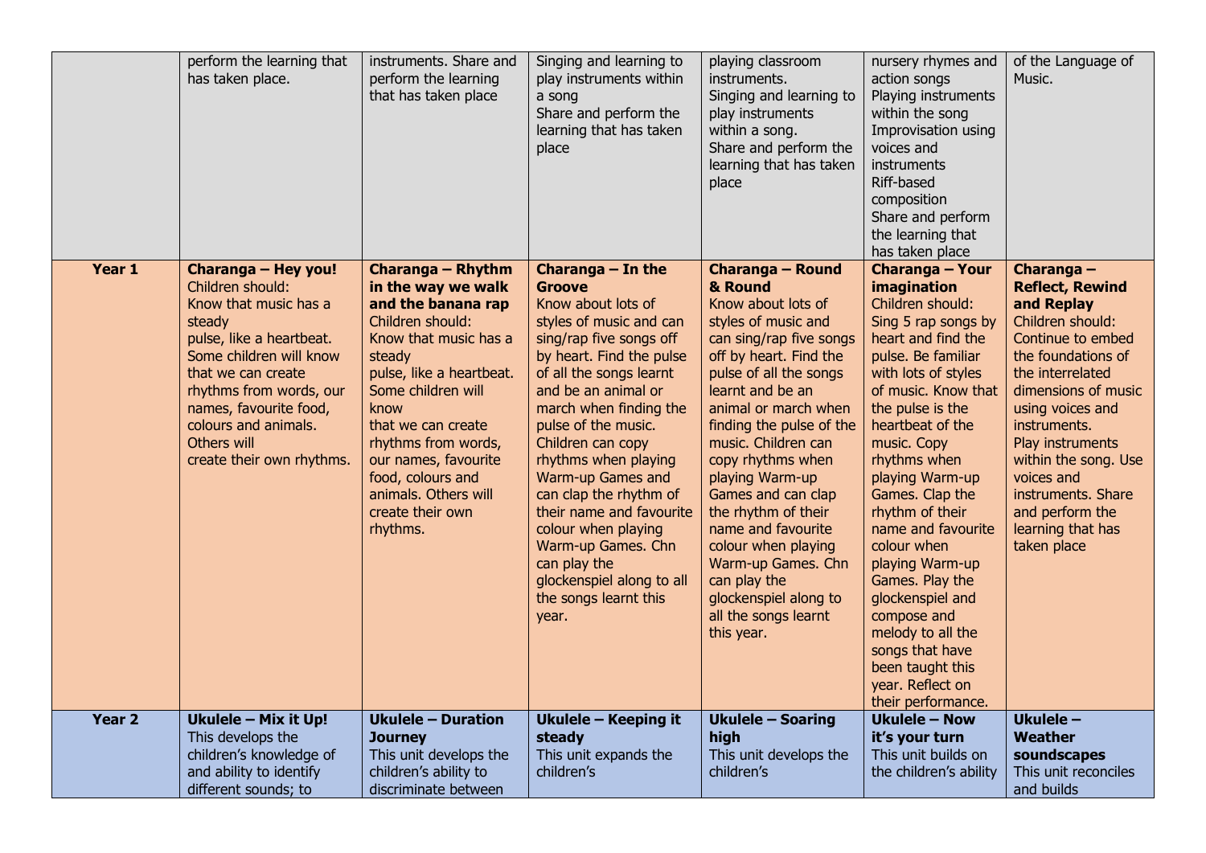|  |  |  |  |  |  |  |
|---|---|---|---|---|---|---|
|  | perform the learning that has taken place. | instruments. Share and perform the learning that has taken place | Singing and learning to play instruments within a song<br>Share and perform the learning that has taken place | playing classroom instruments.<br>Singing and learning to play instruments within a song.<br>Share and perform the learning that has taken place | nursery rhymes and action songs<br>Playing instruments within the song<br>Improvisation using voices and instruments<br>Riff-based composition<br>Share and perform the learning that has taken place | of the Language of Music. |
| **Year 1** | **Charanga – Hey you!**<br>Children should:<br>Know that music has a steady pulse, like a heartbeat. Some children will know that we can create rhythms from words, our names, favourite food, colours and animals. Others will create their own rhythms. | **Charanga – Rhythm in the way we walk and the banana rap**<br>Children should:<br>Know that music has a steady pulse, like a heartbeat. Some children will know that we can create rhythms from words, our names, favourite food, colours and animals. Others will create their own rhythms. | **Charanga – In the Groove**<br>Know about lots of styles of music and can sing/rap five songs off by heart. Find the pulse of all the songs learnt and be an animal or march when finding the pulse of the music. Children can copy rhythms when playing Warm-up Games and can clap the rhythm of their name and favourite colour when playing Warm-up Games. Chn can play the glockenspiel along to all the songs learnt this year. | **Charanga – Round & Round**<br>Know about lots of styles of music and can sing/rap five songs off by heart. Find the pulse of all the songs learnt and be an animal or march when finding the pulse of the music. Children can copy rhythms when playing Warm-up Games and can clap the rhythm of their name and favourite colour when playing Warm-up Games. Chn can play the glockenspiel along to all the songs learnt this year. | **Charanga – Your imagination**<br>Children should:<br>Sing 5 rap songs by heart and find the pulse. Be familiar with lots of styles of music. Know that the pulse is the heartbeat of the music. Copy rhythms when playing Warm-up Games. Clap the rhythm of their name and favourite colour when playing Warm-up Games. Play the glockenspiel and compose and melody to all the songs that have been taught this year. Reflect on their performance. | **Charanga – Reflect, Rewind and Replay**<br>Children should:<br>Continue to embed the foundations of the interrelated dimensions of music using voices and instruments.<br>Play instruments within the song. Use voices and instruments. Share and perform the learning that has taken place |
| **Year 2** | **Ukulele – Mix it Up!**<br>This develops the children's knowledge of and ability to identify different sounds; to | **Ukulele – Duration Journey**<br>This unit develops the children's ability to discriminate between | **Ukulele – Keeping it steady**<br>This unit expands the children's | **Ukulele – Soaring high**<br>This unit develops the children's | **Ukulele – Now it's your turn**<br>This unit builds on the children's ability | **Ukulele – Weather soundscapes**<br>This unit reconciles and builds |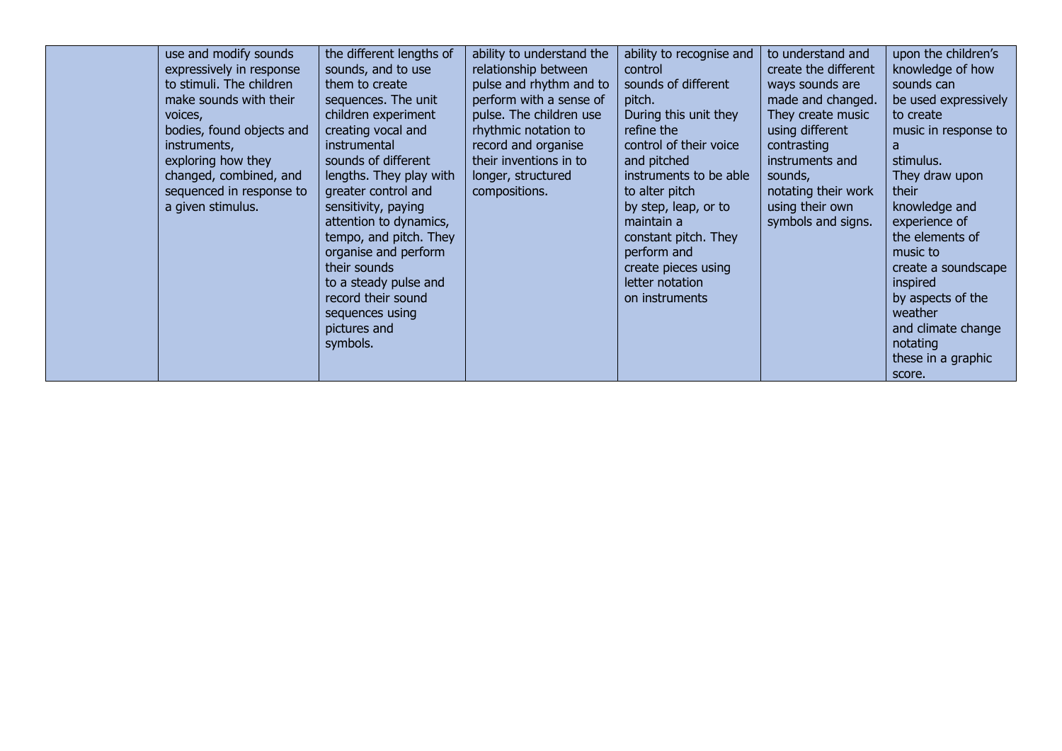| | | | | | | |
|---|---|---|---|---|---|---|
| | use and modify sounds expressively in response to stimuli. The children make sounds with their voices, bodies, found objects and instruments, exploring how they changed, combined, and sequenced in response to a given stimulus. | the different lengths of sounds, and to use them to create sequences. The unit children experiment creating vocal and instrumental sounds of different lengths. They play with greater control and sensitivity, paying attention to dynamics, tempo, and pitch. They organise and perform their sounds to a steady pulse and record their sound sequences using pictures and symbols. | ability to understand the relationship between pulse and rhythm and to perform with a sense of pulse. The children use rhythmic notation to record and organise their inventions in to longer, structured compositions. | ability to recognise and control sounds of different pitch. During this unit they refine the control of their voice and pitched instruments to be able to alter pitch by step, leap, or to maintain a constant pitch. They perform and create pieces using letter notation on instruments | to understand and create the different ways sounds are made and changed. They create music using different contrasting instruments and sounds, notating their work using their own symbols and signs. | upon the children's knowledge of how sounds can be used expressively to create music in response to a stimulus. They draw upon their knowledge and experience of the elements of music to create a soundscape inspired by aspects of the weather and climate change notating these in a graphic score. |